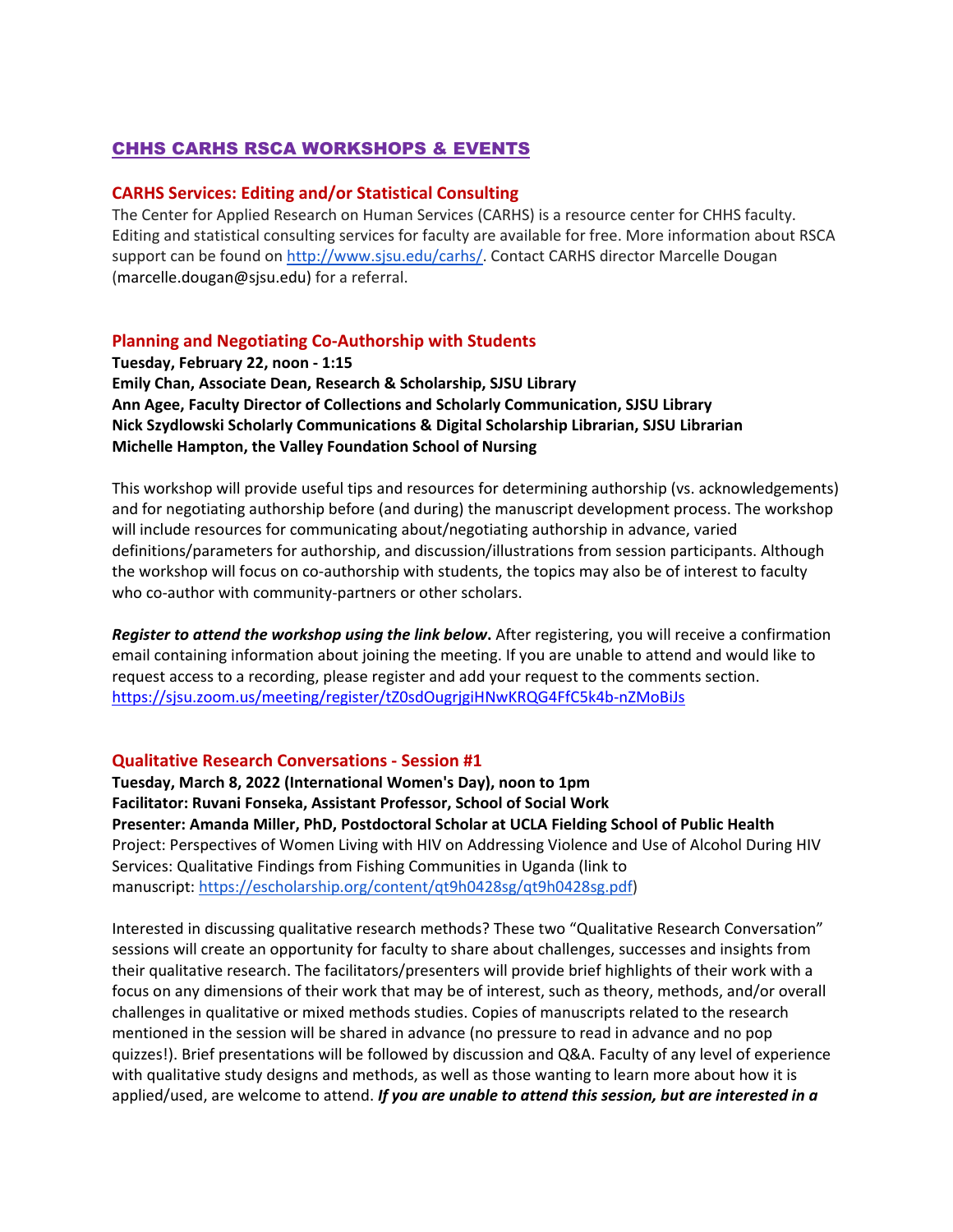# CHHS CARHS RSCA WORKSHOPS & EVENTS

## CARHS Services: Editing and/or Statistical Consulting

The Center for Applied Research on Human Services (CARHS) is a resource center for CHHS faculty. Editing and statistical consulting services for faculty are available for free. More information about RSCA support can be found on http://www.sjsu.edu/carhs/. Contact CARHS director Marcelle Dougan (marcelle.dougan@sjsu.edu) for a referral.

## Planning and Negotiating Co-Authorship with Students

**Tuesday, February 22, noon - 1:15**
**Emily Chan, Associate Dean, Research & Scholarship, SJSU Library**
**Ann Agee, Faculty Director of Collections and Scholarly Communication, SJSU Library**
**Nick Szydlowski Scholarly Communications & Digital Scholarship Librarian, SJSU Librarian**
**Michelle Hampton, the Valley Foundation School of Nursing**

This workshop will provide useful tips and resources for determining authorship (vs. acknowledgements) and for negotiating authorship before (and during) the manuscript development process. The workshop will include resources for communicating about/negotiating authorship in advance, varied definitions/parameters for authorship, and discussion/illustrations from session participants. Although the workshop will focus on co-authorship with students, the topics may also be of interest to faculty who co-author with community-partners or other scholars.

***Register to attend the workshop using the link below*****.** After registering, you will receive a confirmation email containing information about joining the meeting. If you are unable to attend and would like to request access to a recording, please register and add your request to the comments section.
https://sjsu.zoom.us/meeting/register/tZ0sdOugrjgiHNwKRQG4FfC5k4b-nZMoBiJs

## Qualitative Research Conversations - Session #1

**Tuesday, March 8, 2022 (International Women's Day), noon to 1pm**
**Facilitator: Ruvani Fonseka, Assistant Professor, School of Social Work**
**Presenter: Amanda Miller, PhD, Postdoctoral Scholar at UCLA Fielding School of Public Health**
Project: Perspectives of Women Living with HIV on Addressing Violence and Use of Alcohol During HIV Services: Qualitative Findings from Fishing Communities in Uganda (link to manuscript: https://escholarship.org/content/qt9h0428sg/qt9h0428sg.pdf)

Interested in discussing qualitative research methods? These two "Qualitative Research Conversation" sessions will create an opportunity for faculty to share about challenges, successes and insights from their qualitative research. The facilitators/presenters will provide brief highlights of their work with a focus on any dimensions of their work that may be of interest, such as theory, methods, and/or overall challenges in qualitative or mixed methods studies. Copies of manuscripts related to the research mentioned in the session will be shared in advance (no pressure to read in advance and no pop quizzes!). Brief presentations will be followed by discussion and Q&A. Faculty of any level of experience with qualitative study designs and methods, as well as those wanting to learn more about how it is applied/used, are welcome to attend. ***If you are unable to attend this session, but are interested in a***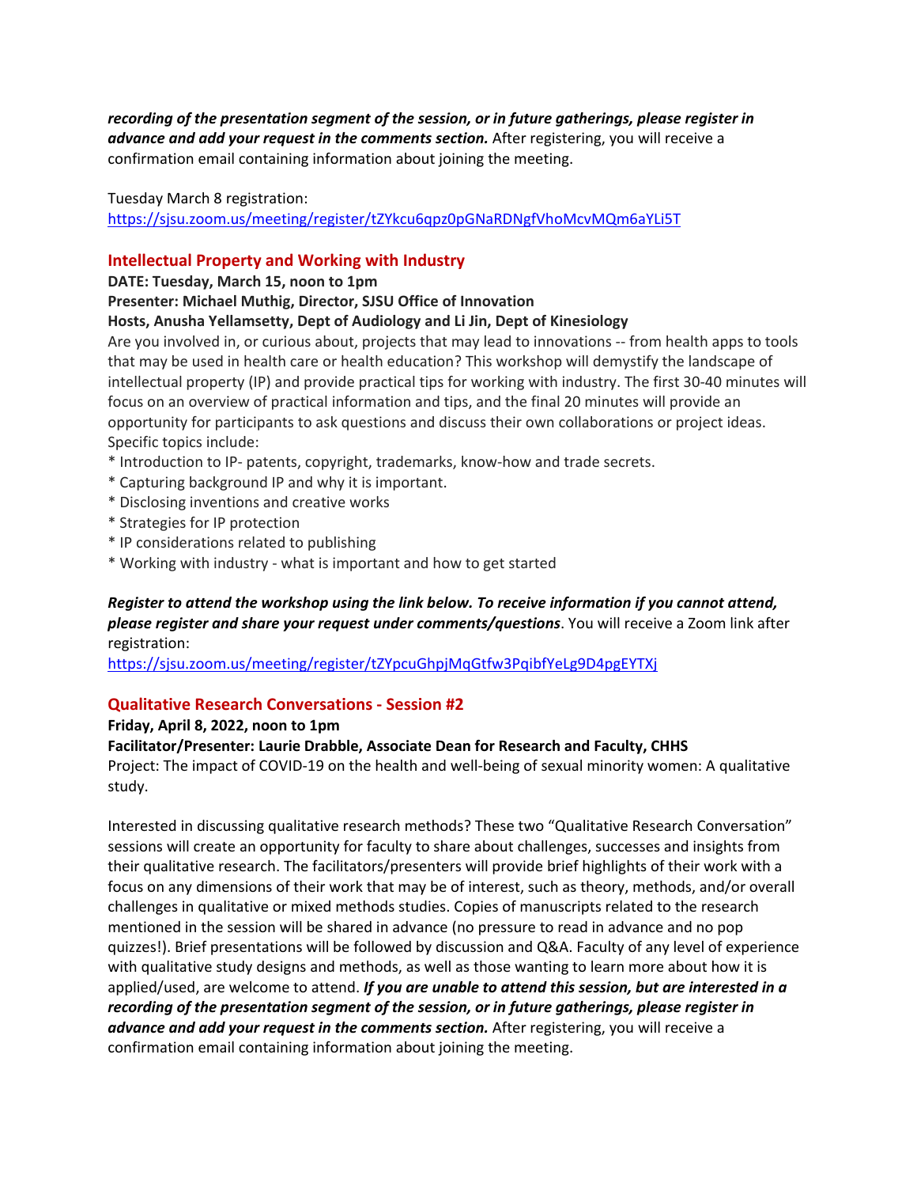***recording of the presentation segment of the session, or in future gatherings, please register in advance and add your request in the comments section.*** After registering, you will receive a confirmation email containing information about joining the meeting.

Tuesday March 8 registration:
https://sjsu.zoom.us/meeting/register/tZYkcu6qpz0pGNaRDNgfVhoMcvMQm6aYLi5T

### Intellectual Property and Working with Industry

**DATE: Tuesday, March 15, noon to 1pm**
**Presenter: Michael Muthig, Director, SJSU Office of Innovation**
**Hosts, Anusha Yellamsetty, Dept of Audiology and Li Jin, Dept of Kinesiology**

Are you involved in, or curious about, projects that may lead to innovations -- from health apps to tools that may be used in health care or health education? This workshop will demystify the landscape of intellectual property (IP) and provide practical tips for working with industry. The first 30-40 minutes will focus on an overview of practical information and tips, and the final 20 minutes will provide an opportunity for participants to ask questions and discuss their own collaborations or project ideas.
Specific topics include:

* Introduction to IP- patents, copyright, trademarks, know-how and trade secrets.
* Capturing background IP and why it is important.
* Disclosing inventions and creative works
* Strategies for IP protection
* IP considerations related to publishing
* Working with industry - what is important and how to get started

***Register to attend the workshop using the link below. To receive information if you cannot attend, please register and share your request under comments/questions***. You will receive a Zoom link after registration:
https://sjsu.zoom.us/meeting/register/tZYpcuGhpjMqGtfw3PqibfYeLg9D4pgEYTXj

### Qualitative Research Conversations - Session #2

**Friday, April 8, 2022, noon to 1pm**
**Facilitator/Presenter: Laurie Drabble, Associate Dean for Research and Faculty, CHHS**

Project: The impact of COVID-19 on the health and well-being of sexual minority women: A qualitative study.

Interested in discussing qualitative research methods? These two "Qualitative Research Conversation" sessions will create an opportunity for faculty to share about challenges, successes and insights from their qualitative research. The facilitators/presenters will provide brief highlights of their work with a focus on any dimensions of their work that may be of interest, such as theory, methods, and/or overall challenges in qualitative or mixed methods studies. Copies of manuscripts related to the research mentioned in the session will be shared in advance (no pressure to read in advance and no pop quizzes!). Brief presentations will be followed by discussion and Q&A. Faculty of any level of experience with qualitative study designs and methods, as well as those wanting to learn more about how it is applied/used, are welcome to attend. ***If you are unable to attend this session, but are interested in a recording of the presentation segment of the session, or in future gatherings, please register in advance and add your request in the comments section.*** After registering, you will receive a confirmation email containing information about joining the meeting.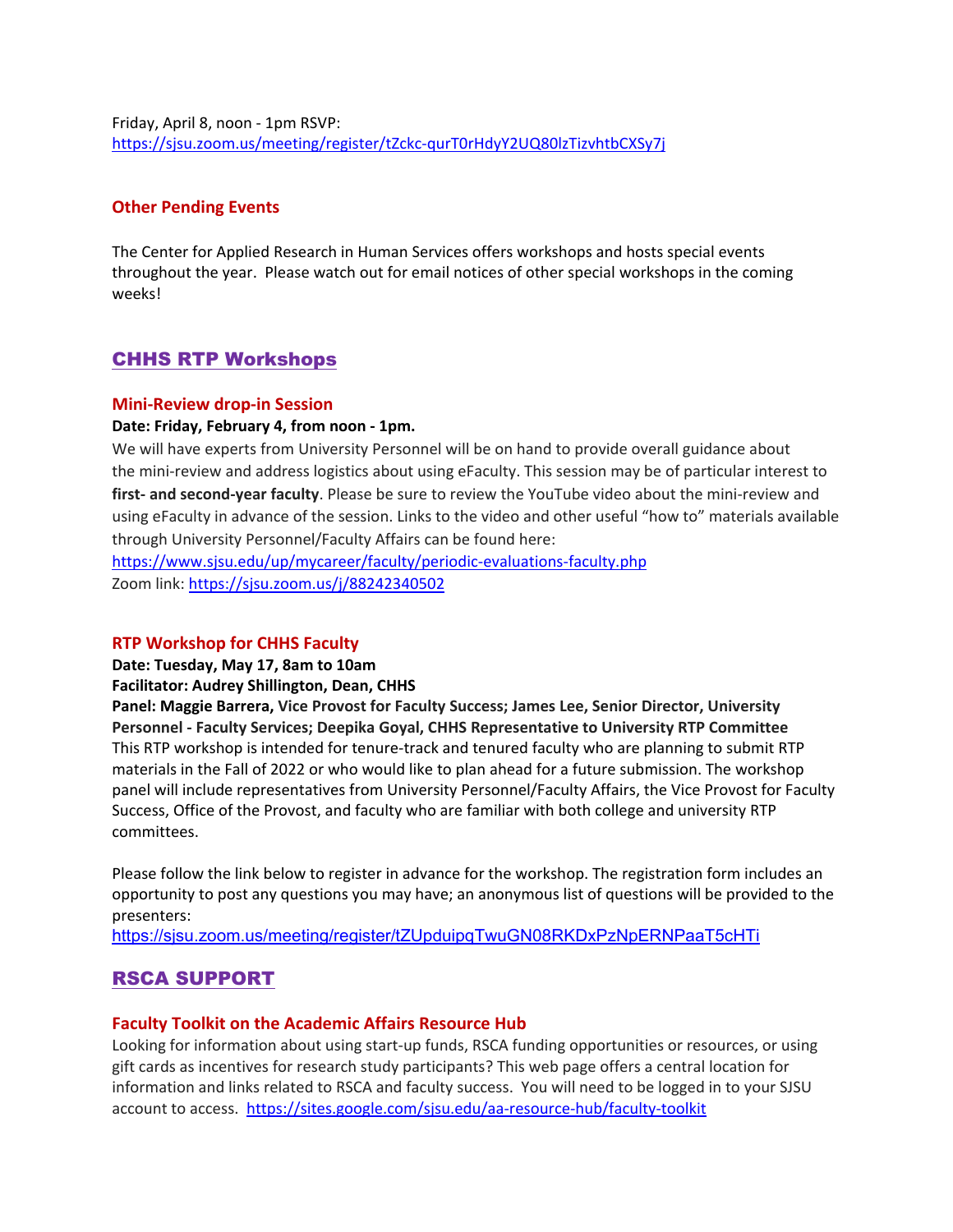Friday, April 8, noon - 1pm RSVP:
https://sjsu.zoom.us/meeting/register/tZckc-qurT0rHdyY2UQ80lzTizvhtbCXSy7j

### Other Pending Events

The Center for Applied Research in Human Services offers workshops and hosts special events throughout the year. Please watch out for email notices of other special workshops in the coming weeks!

## CHHS RTP Workshops

### Mini-Review drop-in Session

**Date: Friday, February 4, from noon - 1pm.**

We will have experts from University Personnel will be on hand to provide overall guidance about the mini-review and address logistics about using eFaculty. This session may be of particular interest to **first- and second-year faculty**. Please be sure to review the YouTube video about the mini-review and using eFaculty in advance of the session. Links to the video and other useful "how to" materials available through University Personnel/Faculty Affairs can be found here:
https://www.sjsu.edu/up/mycareer/faculty/periodic-evaluations-faculty.php
Zoom link: https://sjsu.zoom.us/j/88242340502

### RTP Workshop for CHHS Faculty

**Date: Tuesday, May 17, 8am to 10am**
**Facilitator: Audrey Shillington, Dean, CHHS**
**Panel: Maggie Barrera, Vice Provost for Faculty Success; James Lee, Senior Director, University Personnel - Faculty Services; Deepika Goyal, CHHS Representative to University RTP Committee**

This RTP workshop is intended for tenure-track and tenured faculty who are planning to submit RTP materials in the Fall of 2022 or who would like to plan ahead for a future submission. The workshop panel will include representatives from University Personnel/Faculty Affairs, the Vice Provost for Faculty Success, Office of the Provost, and faculty who are familiar with both college and university RTP committees.

Please follow the link below to register in advance for the workshop. The registration form includes an opportunity to post any questions you may have; an anonymous list of questions will be provided to the presenters:
https://sjsu.zoom.us/meeting/register/tZUpduipqTwuGN08RKDxPzNpERNPaaT5cHTi

## RSCA SUPPORT

### Faculty Toolkit on the Academic Affairs Resource Hub

Looking for information about using start-up funds, RSCA funding opportunities or resources, or using gift cards as incentives for research study participants? This web page offers a central location for information and links related to RSCA and faculty success. You will need to be logged in to your SJSU account to access. https://sites.google.com/sjsu.edu/aa-resource-hub/faculty-toolkit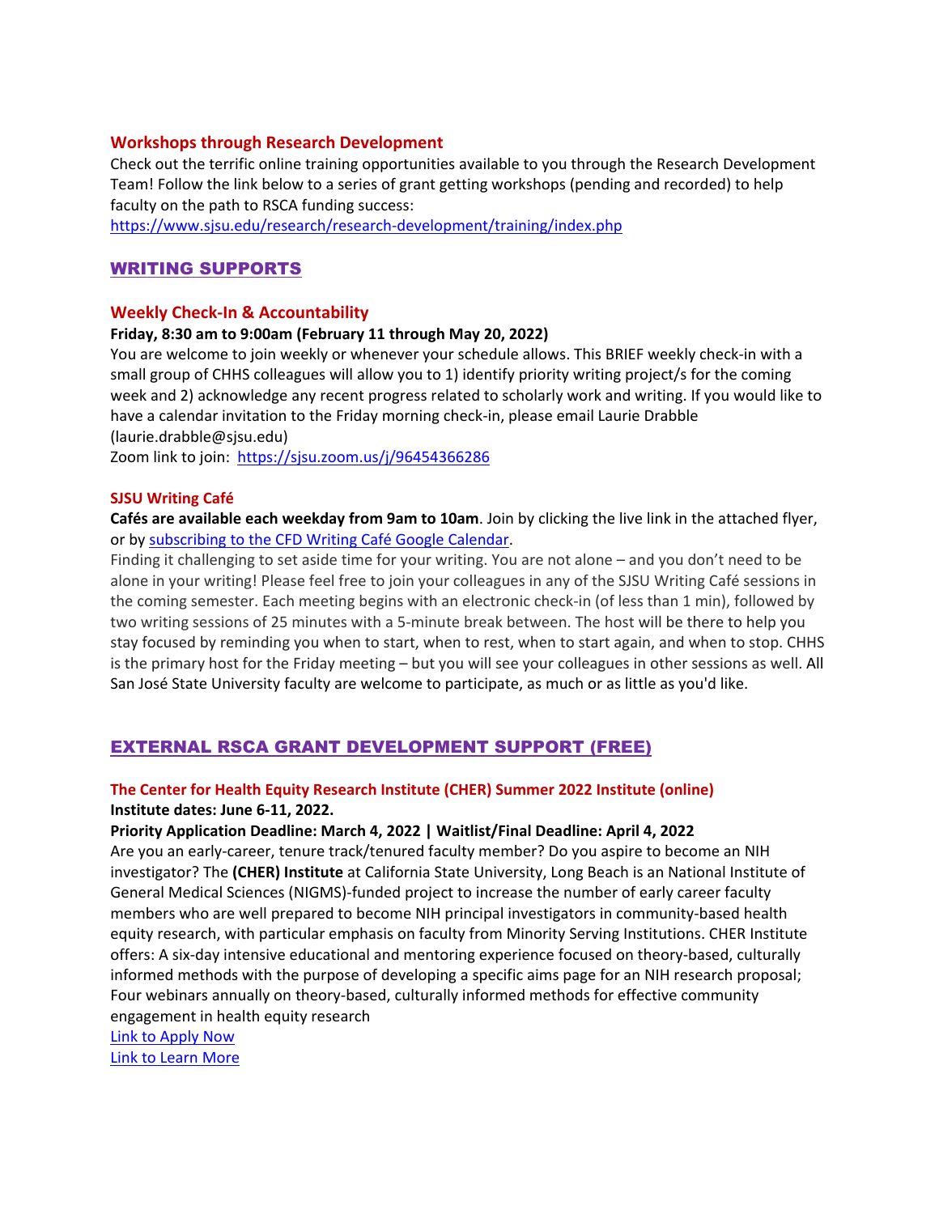### Workshops through Research Development

Check out the terrific online training opportunities available to you through the Research Development Team! Follow the link below to a series of grant getting workshops (pending and recorded) to help faculty on the path to RSCA funding success:
https://www.sjsu.edu/research/research-development/training/index.php

## WRITING SUPPORTS

### Weekly Check-In & Accountability

**Friday, 8:30 am to 9:00am (February 11 through May 20, 2022)**

You are welcome to join weekly or whenever your schedule allows. This BRIEF weekly check-in with a small group of CHHS colleagues will allow you to 1) identify priority writing project/s for the coming week and 2) acknowledge any recent progress related to scholarly work and writing. If you would like to have a calendar invitation to the Friday morning check-in, please email Laurie Drabble (laurie.drabble@sjsu.edu)

Zoom link to join: https://sjsu.zoom.us/j/96454366286

### SJSU Writing Café

**Cafés are available each weekday from 9am to 10am**. Join by clicking the live link in the attached flyer, or by subscribing to the CFD Writing Café Google Calendar.

Finding it challenging to set aside time for your writing. You are not alone – and you don't need to be alone in your writing! Please feel free to join your colleagues in any of the SJSU Writing Café sessions in the coming semester. Each meeting begins with an electronic check-in (of less than 1 min), followed by two writing sessions of 25 minutes with a 5-minute break between. The host will be there to help you stay focused by reminding you when to start, when to rest, when to start again, and when to stop. CHHS is the primary host for the Friday meeting – but you will see your colleagues in other sessions as well. All San José State University faculty are welcome to participate, as much or as little as you'd like.

## EXTERNAL RSCA GRANT DEVELOPMENT SUPPORT (FREE)

### The Center for Health Equity Research Institute (CHER) Summer 2022 Institute (online)

**Institute dates: June 6-11, 2022.**

**Priority Application Deadline: March 4, 2022 | Waitlist/Final Deadline: April 4, 2022**

Are you an early-career, tenure track/tenured faculty member? Do you aspire to become an NIH investigator? The **(CHER) Institute** at California State University, Long Beach is an National Institute of General Medical Sciences (NIGMS)-funded project to increase the number of early career faculty members who are well prepared to become NIH principal investigators in community-based health equity research, with particular emphasis on faculty from Minority Serving Institutions. CHER Institute offers: A six-day intensive educational and mentoring experience focused on theory-based, culturally informed methods with the purpose of developing a specific aims page for an NIH research proposal; Four webinars annually on theory-based, culturally informed methods for effective community engagement in health equity research

Link to Apply Now

Link to Learn More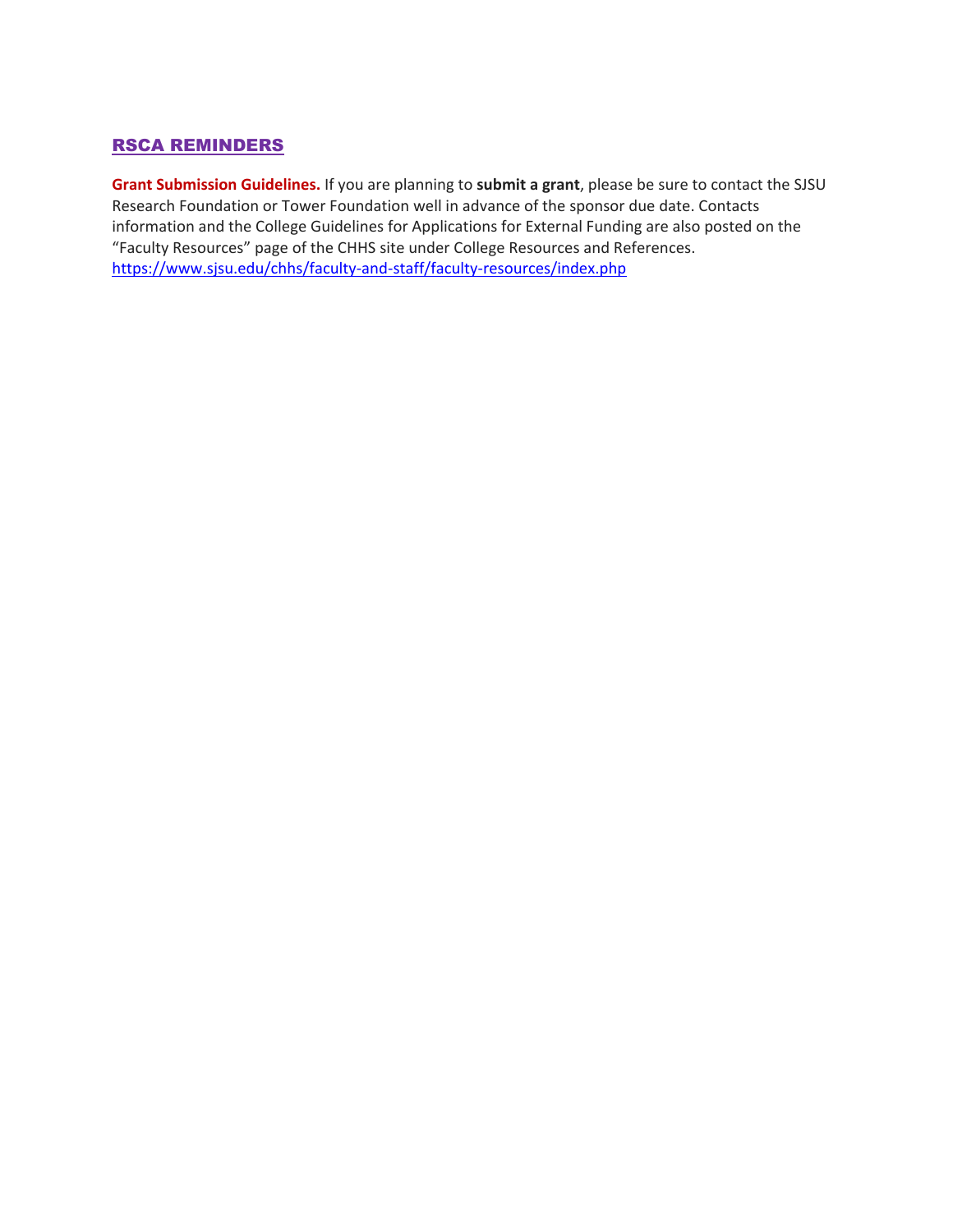## RSCA REMINDERS

**Grant Submission Guidelines.** If you are planning to **submit a grant**, please be sure to contact the SJSU Research Foundation or Tower Foundation well in advance of the sponsor due date. Contacts information and the College Guidelines for Applications for External Funding are also posted on the "Faculty Resources" page of the CHHS site under College Resources and References. https://www.sjsu.edu/chhs/faculty-and-staff/faculty-resources/index.php